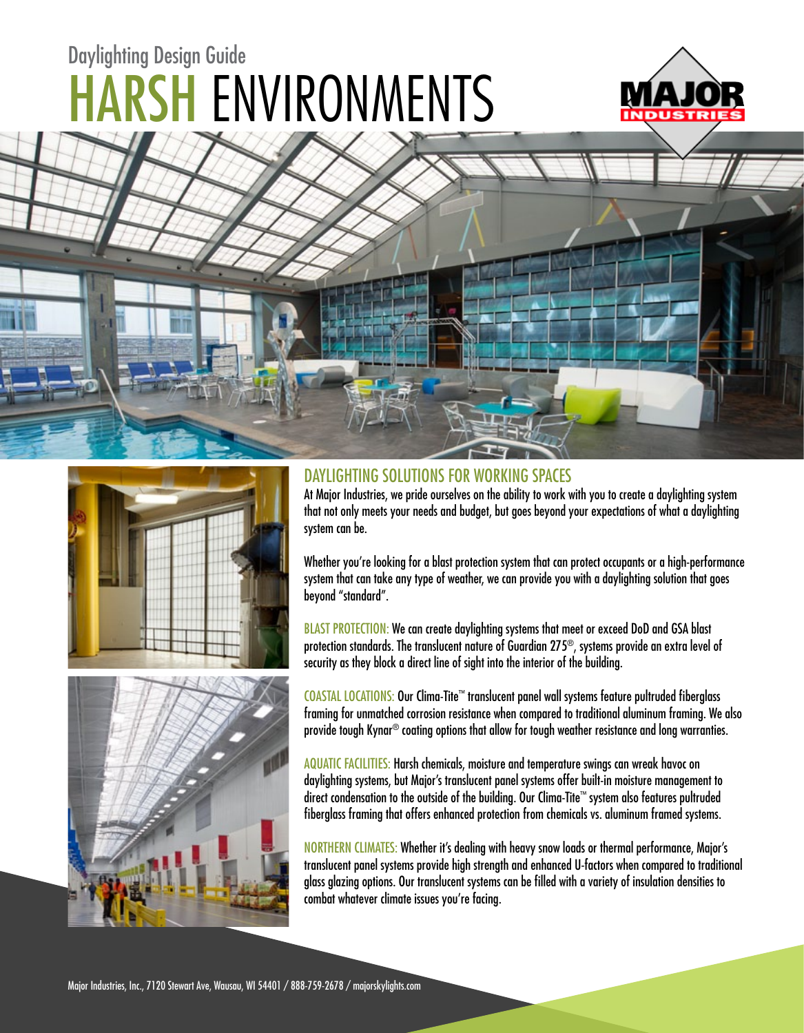Daylighting Design Guide

# HARSH ENVIRONMENTS

## DAYLIGHTING SOLUTIONS FOR WORKING SPACES

At Major Industries, we pride ourselves on the ability to work with you to create a daylighting system that not only meets your needs and budget, but goes beyond your expectations of what a daylighting system can be.

Whether you're looking for a blast protection system that can protect occupants or a high-performance system that can take any type of weather, we can provide you with a daylighting solution that goes beyond "standard".

BLAST PROTECTION: We can create daylighting systems that meet or exceed DoD and GSA blast protection standards. The translucent nature of Guardian 275®, systems provide an extra level of security as they block a direct line of sight into the interior of the building.

COASTAL LOCATIONS: Our Clima-Tite™ translucent panel wall systems feature pultruded fiberglass framing for unmatched corrosion resistance when compared to traditional aluminum framing. We also provide tough Kynar® coating options that allow for tough weather resistance and long warranties.

AQUATIC FACILITIES: Harsh chemicals, moisture and temperature swings can wreak havoc on daylighting systems, but Major's translucent panel systems offer built-in moisture management to direct condensation to the outside of the building. Our Clima-Tite™ system also features pultruded fiberglass framing that offers enhanced protection from chemicals vs. aluminum framed systems.

NORTHERN CLIMATES: Whether it's dealing with heavy snow loads or thermal performance, Major's translucent panel systems provide high strength and enhanced U-factors when compared to traditional glass glazing options. Our translucent systems can be filled with a variety of insulation densities to combat whatever climate issues you're facing.

Major Industries, Inc., 7120 Stewart Ave, Wausau, WI 54401 / 888-759-2678 / majorskylights.com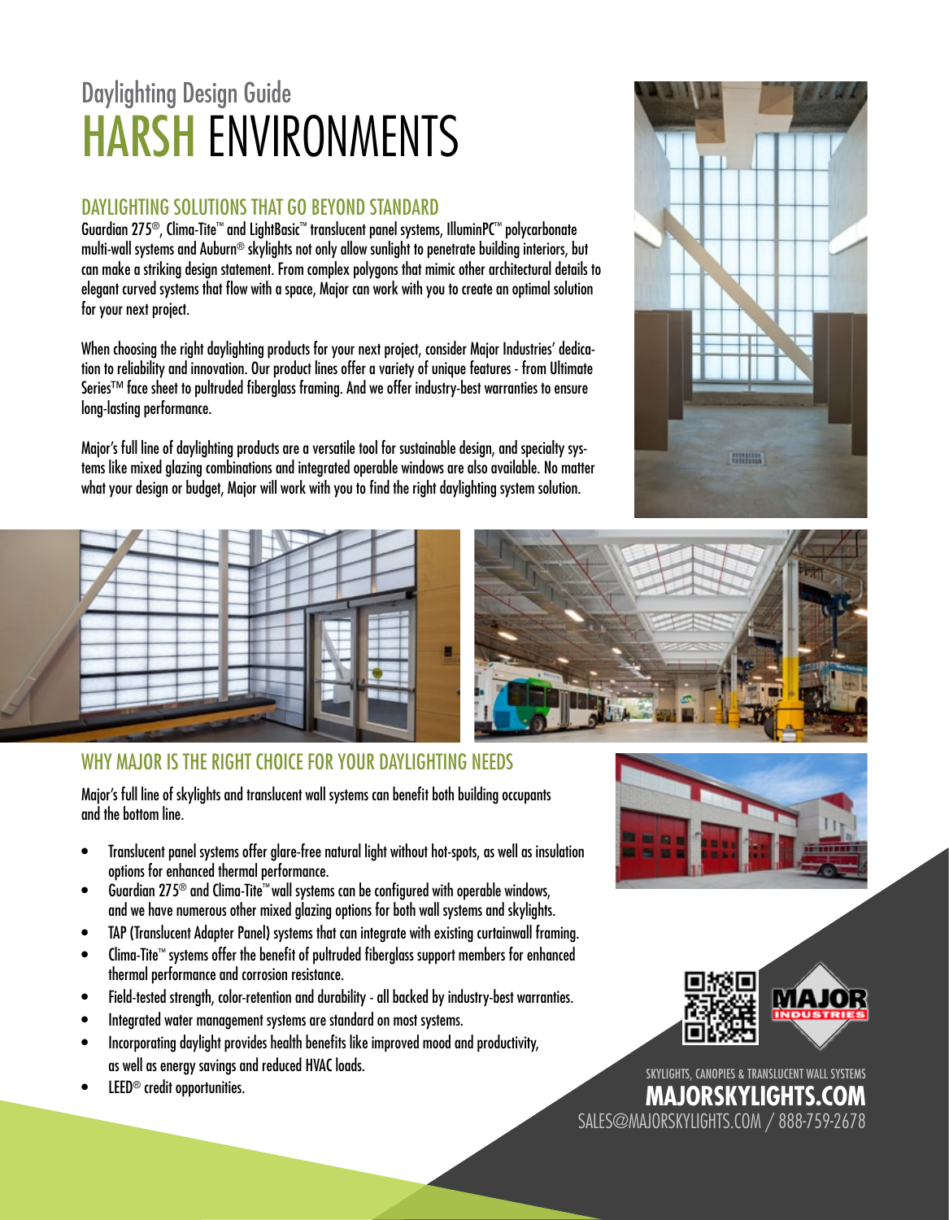Daylighting Design Guide

# HARSH ENVIRONMENTS

## DAYLIGHTING SOLUTIONS THAT GO BEYOND STANDARD

Guardian 275®, Clima-Tite™ and LightBasic™ translucent panel systems, IlluminPC™ polycarbonate multi-wall systems and Auburn® skylights not only allow sunlight to penetrate building interiors, but can make a striking design statement. From complex polygons that mimic other architectural details to elegant curved systems that flow with a space, Major can work with you to create an optimal solution for your next project.

When choosing the right daylighting products for your next project, consider Major Industries' dedication to reliability and innovation. Our product lines offer a variety of unique features - from Ultimate Series™ face sheet to pultruded fiberglass framing. And we offer industry-best warranties to ensure long-lasting performance.

Major's full line of daylighting products are a versatile tool for sustainable design, and specialty systems like mixed glazing combinations and integrated operable windows are also available. No matter what your design or budget, Major will work with you to find the right daylighting system solution.

## WHY MAJOR IS THE RIGHT CHOICE FOR YOUR DAYLIGHTING NEEDS

Major's full line of skylights and translucent wall systems can benefit both building occupants and the bottom line.

- Translucent panel systems offer glare-free natural light without hot-spots, as well as insulation options for enhanced thermal performance.
- Guardian 275® and Clima-Tite™ wall systems can be configured with operable windows, and we have numerous other mixed glazing options for both wall systems and skylights.
- TAP (Translucent Adapter Panel) systems that can integrate with existing curtainwall framing.
- Clima-Tite™ systems offer the benefit of pultruded fiberglass support members for enhanced thermal performance and corrosion resistance.
- Field-tested strength, color-retention and durability - all backed by industry-best warranties.
- Integrated water management systems are standard on most systems.
- Incorporating daylight provides health benefits like improved mood and productivity, as well as energy savings and reduced HVAC loads.
- LEED® credit opportunities.

MAJOR INDUSTRIES

SKYLIGHTS, CANOPIES & TRANSLUCENT WALL SYSTEMS

**MAJORSKYLIGHTS.COM**

SALES@MAJORSKYLIGHTS.COM / 888-759-2678